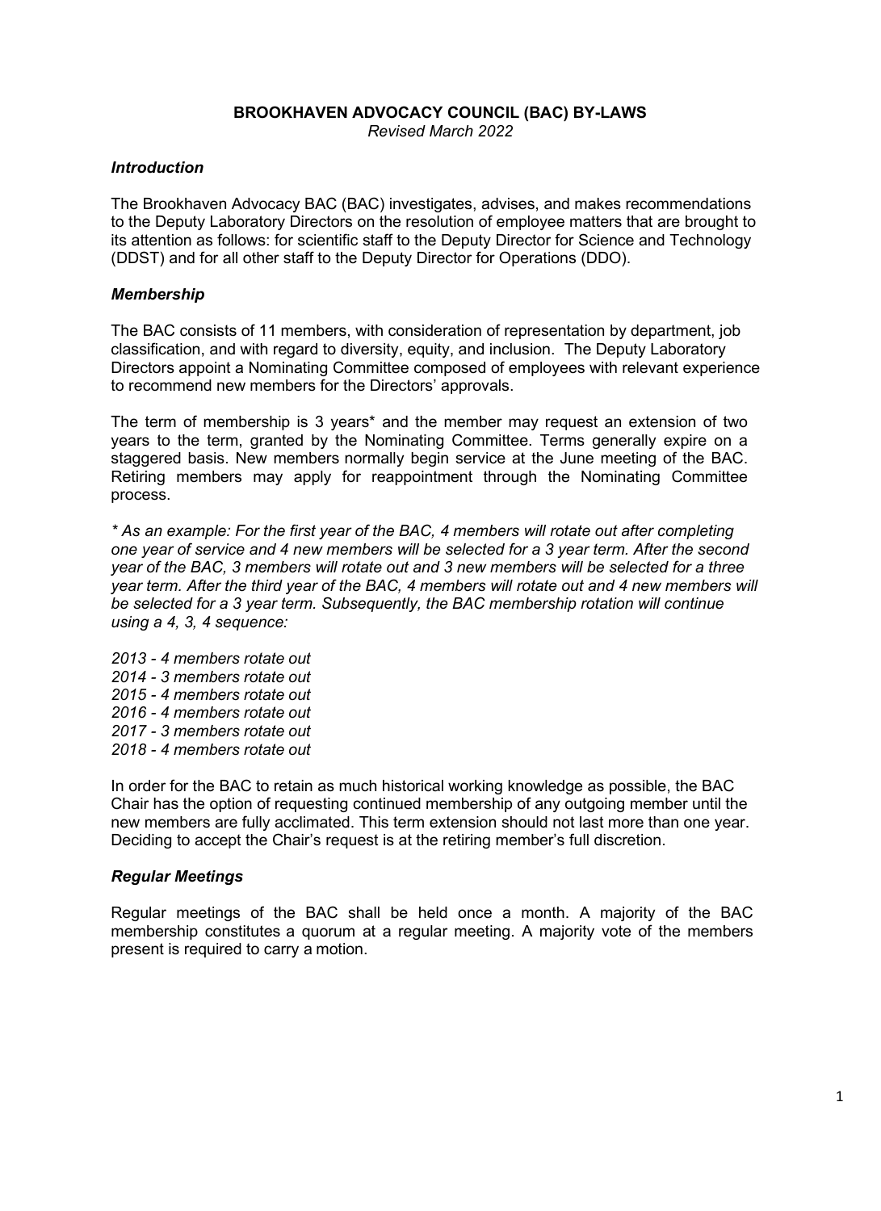# BROOKHAVEN ADVOCACY COUNCIL (BAC) BY-LAWS

*Revised March 2022*

### *Introduction*

The Brookhaven Advocacy BAC (BAC) investigates, advises, and makes recommendations to the Deputy Laboratory Directors on the resolution of employee matters that are brought to its attention as follows: for scientific staff to the Deputy Director for Science and Technology (DDST) and for all other staff to the Deputy Director for Operations (DDO).

### *Membership*

The BAC consists of 11 members, with consideration of representation by department, job classification, and with regard to diversity, equity, and inclusion. The Deputy Laboratory Directors appoint a Nominating Committee composed of employees with relevant experience to recommend new members for the Directors' approvals.

The term of membership is 3 years* and the member may request an extension of two years to the term, granted by the Nominating Committee. Terms generally expire on a staggered basis. New members normally begin service at the June meeting of the BAC. Retiring members may apply for reappointment through the Nominating Committee process.

*\* As an example: For the first year of the BAC, 4 members will rotate out after completing one year of service and 4 new members will be selected for a 3 year term. After the second year of the BAC, 3 members will rotate out and 3 new members will be selected for a three year term. After the third year of the BAC, 4 members will rotate out and 4 new members will be selected for a 3 year term. Subsequently, the BAC membership rotation will continue using a 4, 3, 4 sequence:*

*2013 - 4 members rotate out*
*2014 - 3 members rotate out*
*2015 - 4 members rotate out*
*2016 - 4 members rotate out*
*2017 - 3 members rotate out*
*2018 - 4 members rotate out*

In order for the BAC to retain as much historical working knowledge as possible, the BAC Chair has the option of requesting continued membership of any outgoing member until the new members are fully acclimated. This term extension should not last more than one year. Deciding to accept the Chair's request is at the retiring member's full discretion.

### *Regular Meetings*

Regular meetings of the BAC shall be held once a month. A majority of the BAC membership constitutes a quorum at a regular meeting. A majority vote of the members present is required to carry a motion.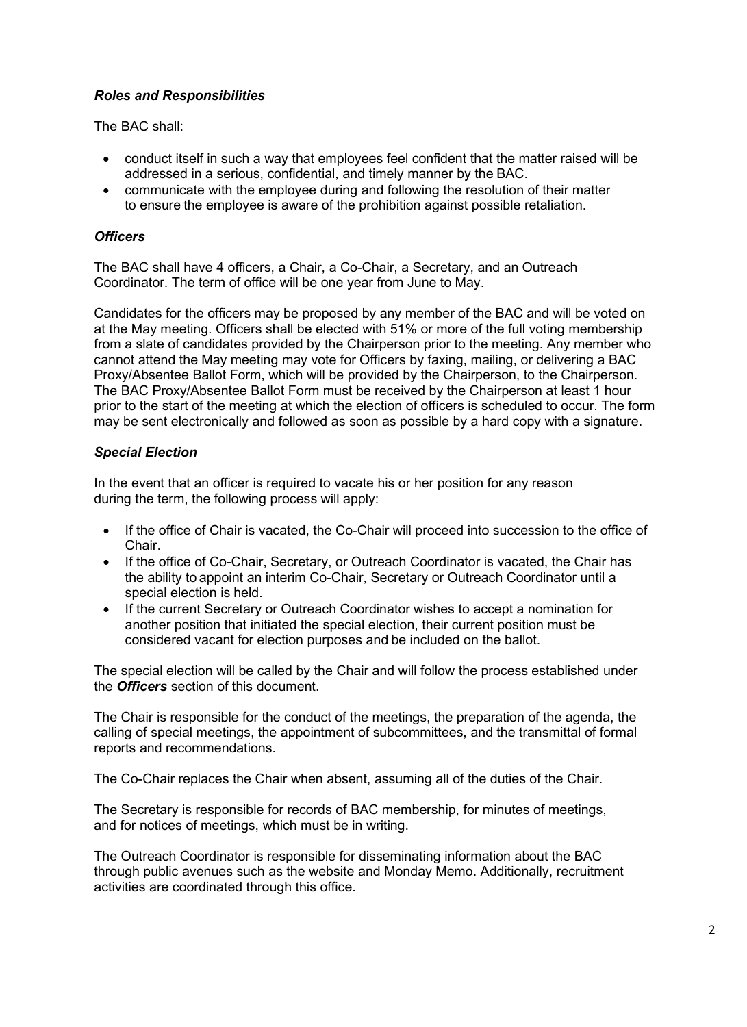### *Roles and Responsibilities*

The BAC shall:

- conduct itself in such a way that employees feel confident that the matter raised will be addressed in a serious, confidential, and timely manner by the BAC.
- communicate with the employee during and following the resolution of their matter to ensure the employee is aware of the prohibition against possible retaliation.

### *Officers*

The BAC shall have 4 officers, a Chair, a Co-Chair, a Secretary, and an Outreach Coordinator. The term of office will be one year from June to May.

Candidates for the officers may be proposed by any member of the BAC and will be voted on at the May meeting. Officers shall be elected with 51% or more of the full voting membership from a slate of candidates provided by the Chairperson prior to the meeting. Any member who cannot attend the May meeting may vote for Officers by faxing, mailing, or delivering a BAC Proxy/Absentee Ballot Form, which will be provided by the Chairperson, to the Chairperson. The BAC Proxy/Absentee Ballot Form must be received by the Chairperson at least 1 hour prior to the start of the meeting at which the election of officers is scheduled to occur. The form may be sent electronically and followed as soon as possible by a hard copy with a signature.

### *Special Election*

In the event that an officer is required to vacate his or her position for any reason during the term, the following process will apply:

- If the office of Chair is vacated, the Co-Chair will proceed into succession to the office of Chair.
- If the office of Co-Chair, Secretary, or Outreach Coordinator is vacated, the Chair has the ability to appoint an interim Co-Chair, Secretary or Outreach Coordinator until a special election is held.
- If the current Secretary or Outreach Coordinator wishes to accept a nomination for another position that initiated the special election, their current position must be considered vacant for election purposes and be included on the ballot.

The special election will be called by the Chair and will follow the process established under the ***Officers*** section of this document.

The Chair is responsible for the conduct of the meetings, the preparation of the agenda, the calling of special meetings, the appointment of subcommittees, and the transmittal of formal reports and recommendations.

The Co-Chair replaces the Chair when absent, assuming all of the duties of the Chair.

The Secretary is responsible for records of BAC membership, for minutes of meetings, and for notices of meetings, which must be in writing.

The Outreach Coordinator is responsible for disseminating information about the BAC through public avenues such as the website and Monday Memo. Additionally, recruitment activities are coordinated through this office.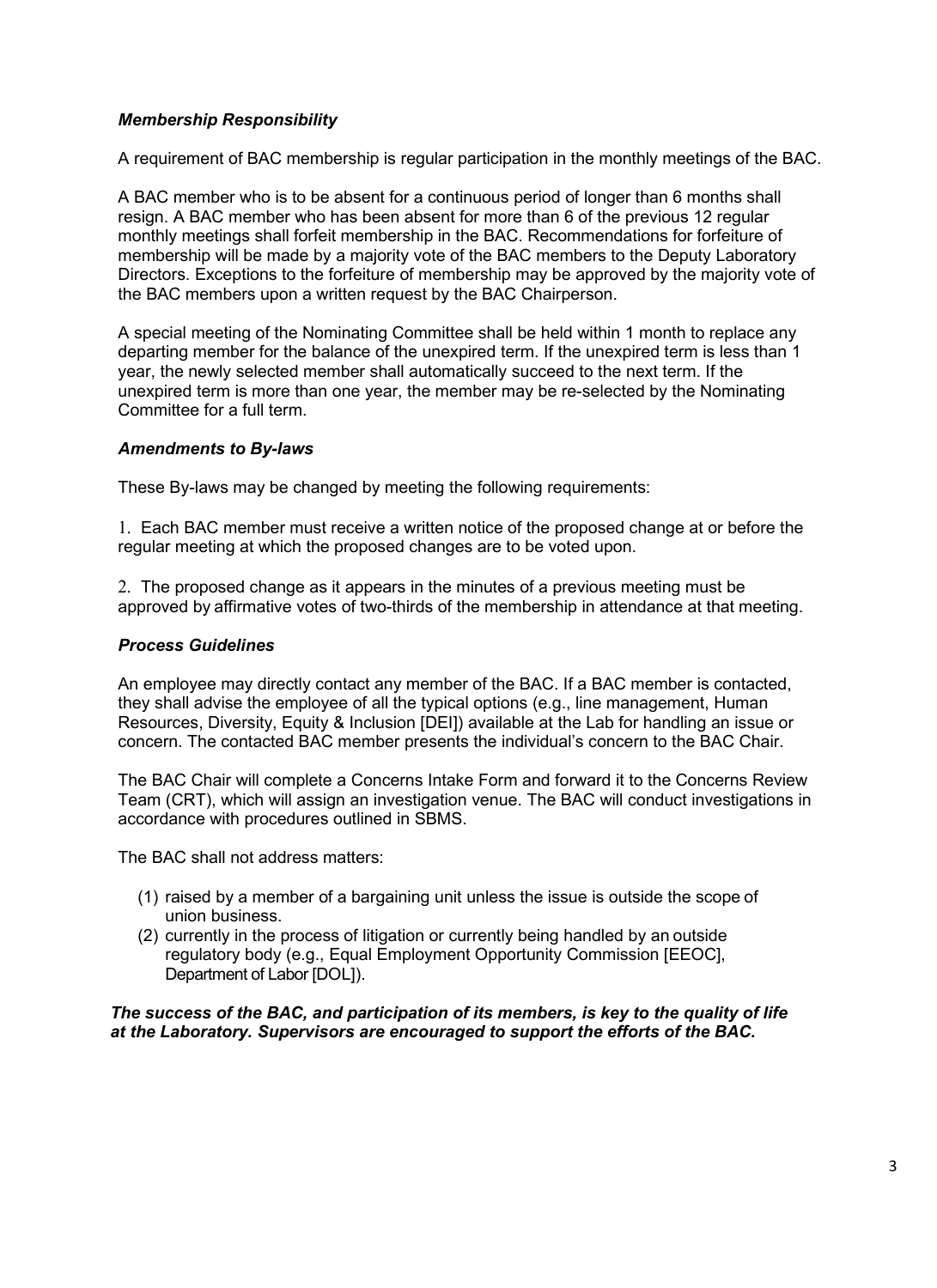### *Membership Responsibility*

A requirement of BAC membership is regular participation in the monthly meetings of the BAC.

A BAC member who is to be absent for a continuous period of longer than 6 months shall resign. A BAC member who has been absent for more than 6 of the previous 12 regular monthly meetings shall forfeit membership in the BAC. Recommendations for forfeiture of membership will be made by a majority vote of the BAC members to the Deputy Laboratory Directors. Exceptions to the forfeiture of membership may be approved by the majority vote of the BAC members upon a written request by the BAC Chairperson.

A special meeting of the Nominating Committee shall be held within 1 month to replace any departing member for the balance of the unexpired term. If the unexpired term is less than 1 year, the newly selected member shall automatically succeed to the next term. If the unexpired term is more than one year, the member may be re-selected by the Nominating Committee for a full term.

### *Amendments to By-laws*

These By-laws may be changed by meeting the following requirements:

1. Each BAC member must receive a written notice of the proposed change at or before the regular meeting at which the proposed changes are to be voted upon.

2. The proposed change as it appears in the minutes of a previous meeting must be approved by affirmative votes of two-thirds of the membership in attendance at that meeting.

### *Process Guidelines*

An employee may directly contact any member of the BAC. If a BAC member is contacted, they shall advise the employee of all the typical options (e.g., line management, Human Resources, Diversity, Equity & Inclusion [DEI]) available at the Lab for handling an issue or concern. The contacted BAC member presents the individual's concern to the BAC Chair.

The BAC Chair will complete a Concerns Intake Form and forward it to the Concerns Review Team (CRT), which will assign an investigation venue. The BAC will conduct investigations in accordance with procedures outlined in SBMS.

The BAC shall not address matters:

(1) raised by a member of a bargaining unit unless the issue is outside the scope of union business.
(2) currently in the process of litigation or currently being handled by an outside regulatory body (e.g., Equal Employment Opportunity Commission [EEOC], Department of Labor [DOL]).

***The success of the BAC, and participation of its members, is key to the quality of life at the Laboratory. Supervisors are encouraged to support the efforts of the BAC.***